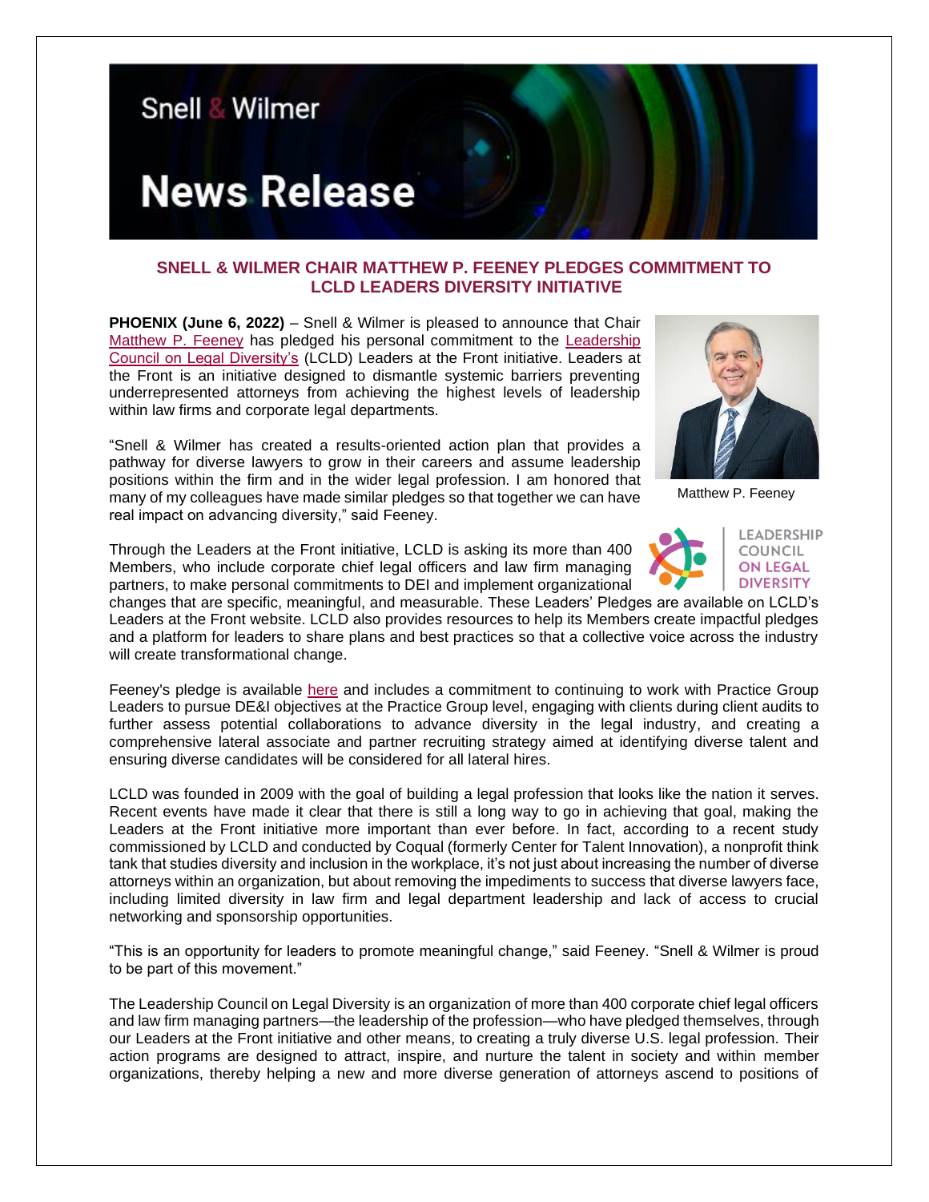Snell & Wilmer

# News Release

## SNELL & WILMER CHAIR MATTHEW P. FEENEY PLEDGES COMMITMENT TO LCLD LEADERS DIVERSITY INITIATIVE

**PHOENIX (June 6, 2022)** – Snell & Wilmer is pleased to announce that Chair Matthew P. Feeney has pledged his personal commitment to the Leadership Council on Legal Diversity's (LCLD) Leaders at the Front initiative. Leaders at the Front is an initiative designed to dismantle systemic barriers preventing underrepresented attorneys from achieving the highest levels of leadership within law firms and corporate legal departments.

Matthew P. Feeney

"Snell & Wilmer has created a results-oriented action plan that provides a pathway for diverse lawyers to grow in their careers and assume leadership positions within the firm and in the wider legal profession. I am honored that many of my colleagues have made similar pledges so that together we can have real impact on advancing diversity," said Feeney.

LEADERSHIP COUNCIL ON LEGAL DIVERSITY

Through the Leaders at the Front initiative, LCLD is asking its more than 400 Members, who include corporate chief legal officers and law firm managing partners, to make personal commitments to DEI and implement organizational changes that are specific, meaningful, and measurable. These Leaders' Pledges are available on LCLD's Leaders at the Front website. LCLD also provides resources to help its Members create impactful pledges and a platform for leaders to share plans and best practices so that a collective voice across the industry will create transformational change.

Feeney's pledge is available here and includes a commitment to continuing to work with Practice Group Leaders to pursue DE&I objectives at the Practice Group level, engaging with clients during client audits to further assess potential collaborations to advance diversity in the legal industry, and creating a comprehensive lateral associate and partner recruiting strategy aimed at identifying diverse talent and ensuring diverse candidates will be considered for all lateral hires.

LCLD was founded in 2009 with the goal of building a legal profession that looks like the nation it serves. Recent events have made it clear that there is still a long way to go in achieving that goal, making the Leaders at the Front initiative more important than ever before. In fact, according to a recent study commissioned by LCLD and conducted by Coqual (formerly Center for Talent Innovation), a nonprofit think tank that studies diversity and inclusion in the workplace, it's not just about increasing the number of diverse attorneys within an organization, but about removing the impediments to success that diverse lawyers face, including limited diversity in law firm and legal department leadership and lack of access to crucial networking and sponsorship opportunities.

"This is an opportunity for leaders to promote meaningful change," said Feeney. "Snell & Wilmer is proud to be part of this movement."

The Leadership Council on Legal Diversity is an organization of more than 400 corporate chief legal officers and law firm managing partners—the leadership of the profession—who have pledged themselves, through our Leaders at the Front initiative and other means, to creating a truly diverse U.S. legal profession. Their action programs are designed to attract, inspire, and nurture the talent in society and within member organizations, thereby helping a new and more diverse generation of attorneys ascend to positions of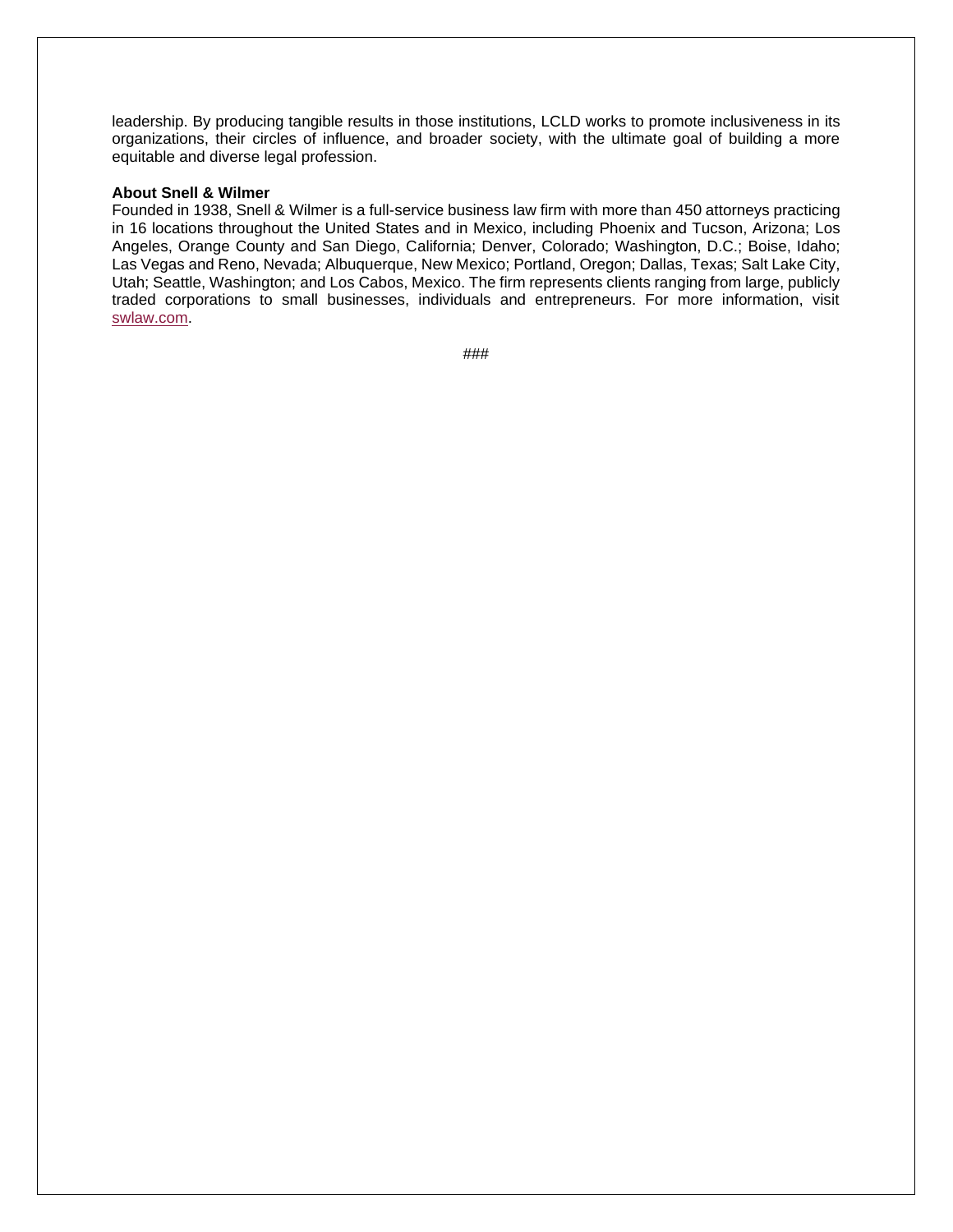leadership. By producing tangible results in those institutions, LCLD works to promote inclusiveness in its organizations, their circles of influence, and broader society, with the ultimate goal of building a more equitable and diverse legal profession.

**About Snell & Wilmer**

Founded in 1938, Snell & Wilmer is a full-service business law firm with more than 450 attorneys practicing in 16 locations throughout the United States and in Mexico, including Phoenix and Tucson, Arizona; Los Angeles, Orange County and San Diego, California; Denver, Colorado; Washington, D.C.; Boise, Idaho; Las Vegas and Reno, Nevada; Albuquerque, New Mexico; Portland, Oregon; Dallas, Texas; Salt Lake City, Utah; Seattle, Washington; and Los Cabos, Mexico. The firm represents clients ranging from large, publicly traded corporations to small businesses, individuals and entrepreneurs. For more information, visit swlaw.com.

###